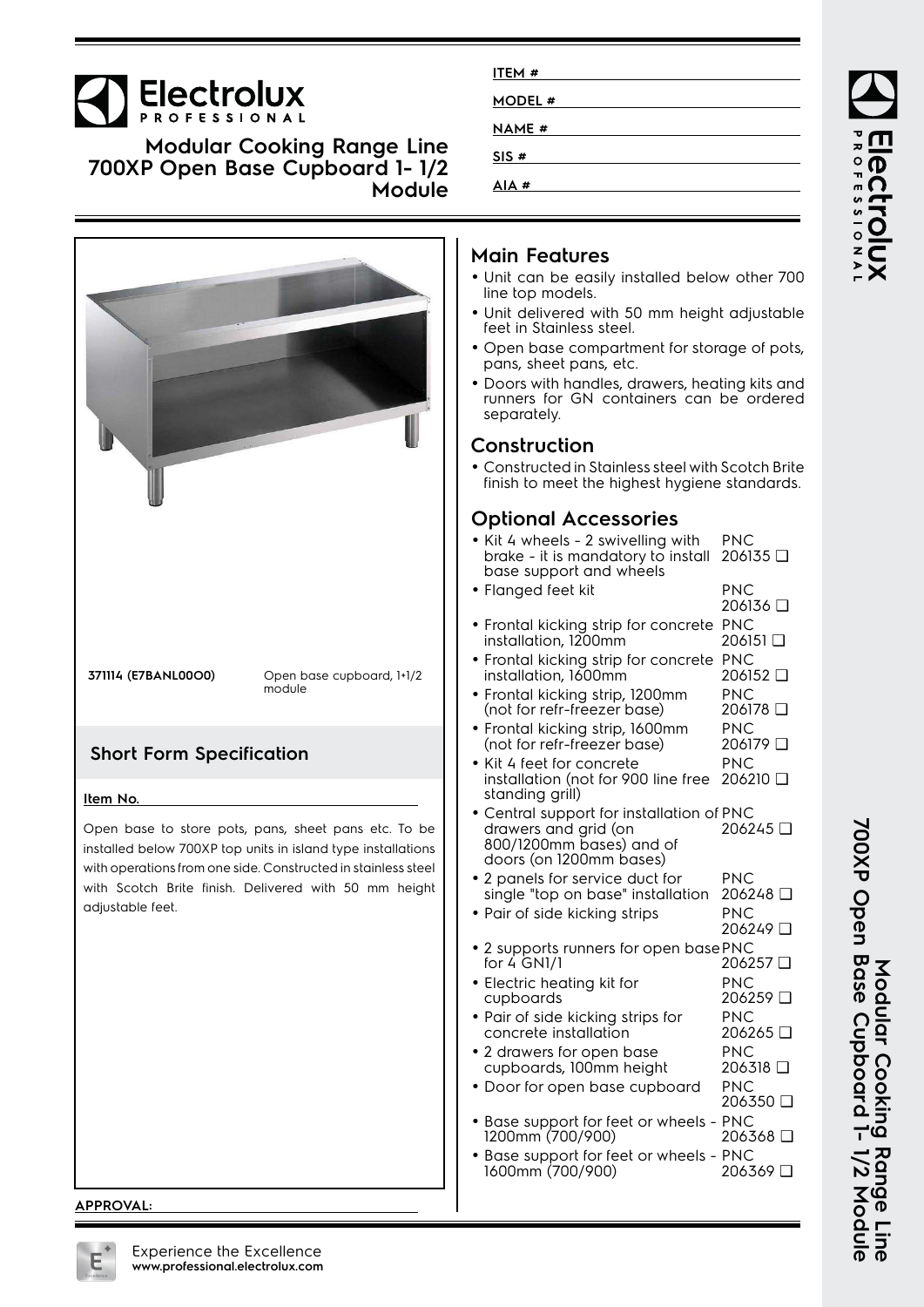# Modular Cooking Range Line 700XP Open Base Cupboard 1- 1/2 Module

ITEM #

MODEL #

NAME #

SIS #

AIA #

**371114 (E7BANL00O0)** Open base cupboard, 1+1/2 module

## Short Form Specification

**Item No.**

Open base to store pots, pans, sheet pans etc. To be installed below 700XP top units in island type installations with operations from one side. Constructed in stainless steel with Scotch Brite finish. Delivered with 50 mm height adjustable feet.

**APPROVAL:**

## Main Features

- Unit can be easily installed below other 700 line top models.
- Unit delivered with 50 mm height adjustable feet in Stainless steel.
- Open base compartment for storage of pots, pans, sheet pans, etc.
- Doors with handles, drawers, heating kits and runners for GN containers can be ordered separately.

## Construction

- Constructed in Stainless steel with Scotch Brite finish to meet the highest hygiene standards.

## Optional Accessories

- Kit 4 wheels - 2 swivelling with brake - it is mandatory to install base support and wheels PNC 206135 ❑
- Flanged feet kit PNC 206136 ❑
- Frontal kicking strip for concrete installation, 1200mm PNC 206151 ❑
- Frontal kicking strip for concrete installation, 1600mm PNC 206152 ❑
- Frontal kicking strip, 1200mm (not for refr-freezer base) PNC 206178 ❑
- Frontal kicking strip, 1600mm (not for refr-freezer base) PNC 206179 ❑
- Kit 4 feet for concrete installation (not for 900 line free standing grill) PNC 206210 ❑
- Central support for installation of drawers and grid (on 800/1200mm bases) and of doors (on 1200mm bases) PNC 206245 ❑
- 2 panels for service duct for single "top on base" installation PNC 206248 ❑
- Pair of side kicking strips PNC 206249 ❑
- 2 supports runners for open base for 4 GN1/1 PNC 206257 ❑
- Electric heating kit for cupboards PNC 206259 ❑
- Pair of side kicking strips for concrete installation PNC 206265 ❑
- 2 drawers for open base cupboards, 100mm height PNC 206318 ❑
- Door for open base cupboard PNC 206350 ❑
- Base support for feet or wheels - 1200mm (700/900) PNC 206368 ❑
- Base support for feet or wheels - 1600mm (700/900) PNC 206369 ❑

Experience the Excellence
**www.professional.electrolux.com**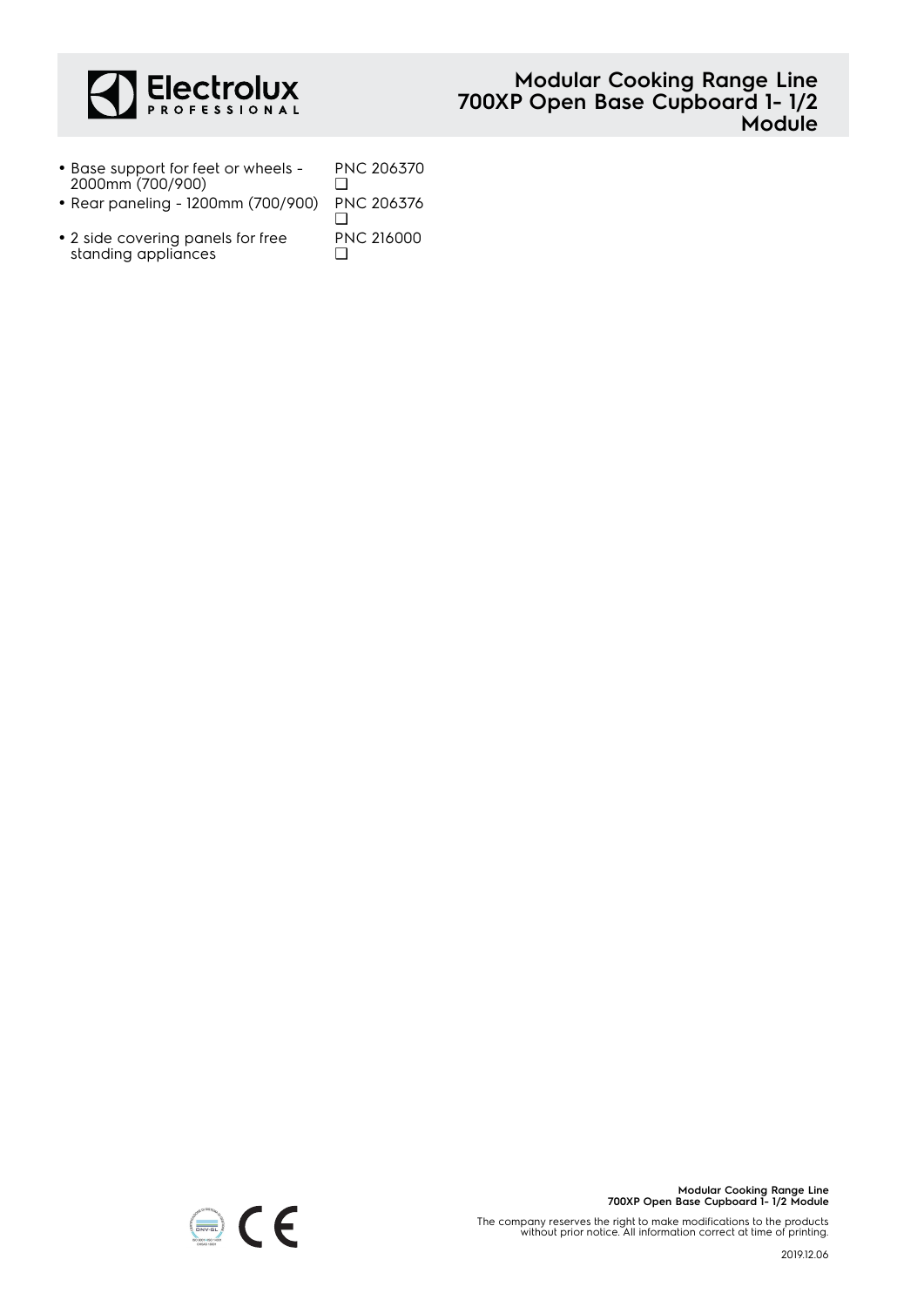- Base support for feet or wheels - 2000mm (700/900) PNC 206370 ❑
- Rear paneling - 1200mm (700/900) PNC 206376 ❑
- 2 side covering panels for free standing appliances PNC 216000 ❑

The company reserves the right to make modifications to the products without prior notice. All information correct at time of printing.

2019.12.06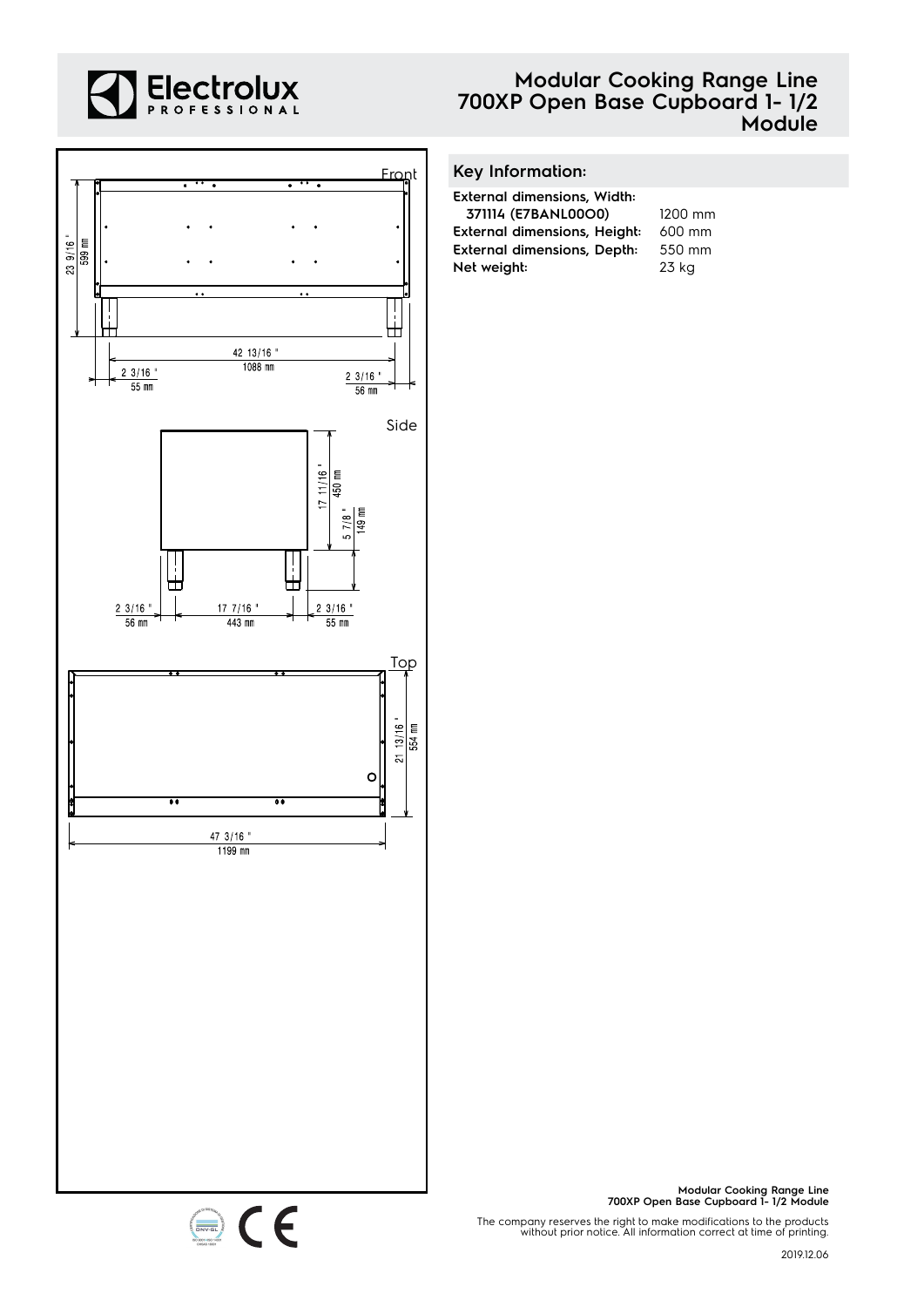# Modular Cooking Range Line 700XP Open Base Cupboard 1- 1/2 Module

Front

23 9/16 "
599 mm

42 13/16 "
1088 mm

2 3/16 "
55 mm

2 3/16 "
56 mm

Side

17 11/16 "
450 mm

5 7/8 "
149 mm

2 3/16 "
56 mm

17 7/16 "
443 mm

2 3/16 "
55 mm

Top

21 13/16 "
554 mm

47 3/16 "
1199 mm

## Key Information:

| | |
|---|---|
| **External dimensions, Width: 371114 (E7BANL00O0)** | 1200 mm |
| **External dimensions, Height:** | 600 mm |
| **External dimensions, Depth:** | 550 mm |
| **Net weight:** | 23 kg |

The company reserves the right to make modifications to the products without prior notice. All information correct at time of printing.

2019.12.06